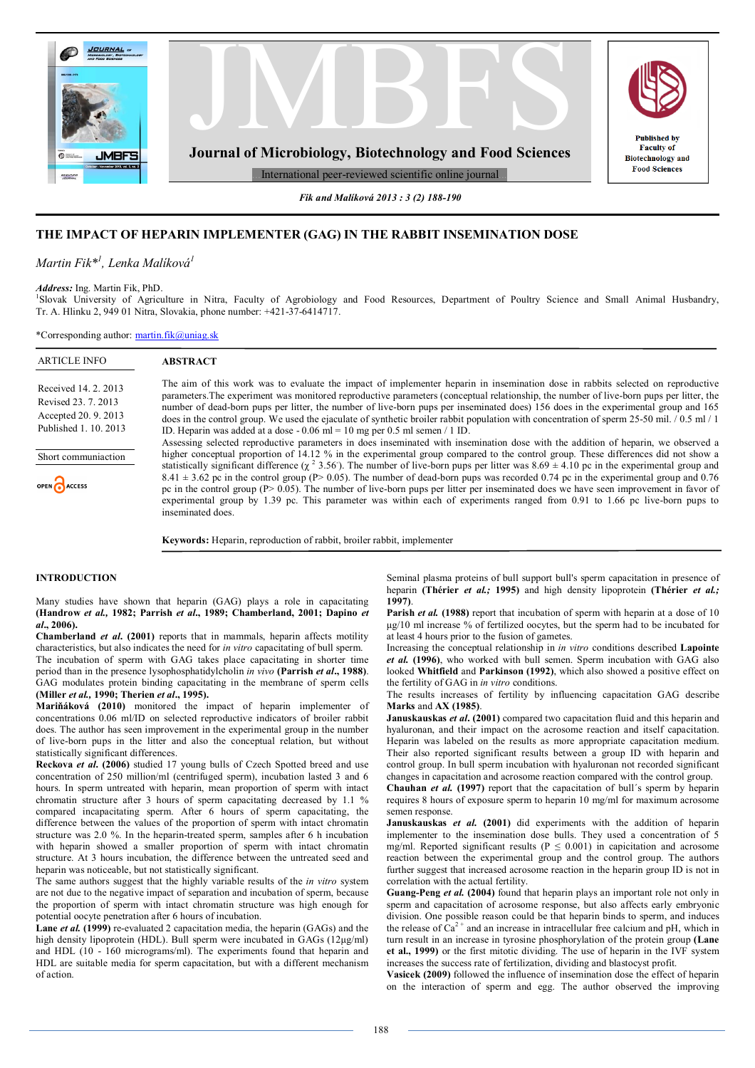# THE IMPACT OF HEPARIN IMPLEMENTER (GAG) IN THE RABBIT INSEMINATION DOSE

*Martin Fik*[*1], Lenka Malíková*[1]

***Address:*** Ing. Martin Fik, PhD.
[1]Slovak University of Agriculture in Nitra, Faculty of Agrobiology and Food Resources, Department of Poultry Science and Small Animal Husbandry, Tr. A. Hlinku 2, 949 01 Nitra, Slovakia, phone number: +421-37-6414717.

*Corresponding author: martin.fik@uniag.sk

**ARTICLE INFO**

Received 14. 2. 2013
Revised 23. 7. 2013
Accepted 20. 9. 2013
Published 1. 10. 2013

Short communication

OPEN ACCESS

## ABSTRACT

The aim of this work was to evaluate the impact of implementer heparin in insemination dose in rabbits selected on reproductive parameters.The experiment was monitored reproductive parameters (conceptual relationship, the number of live-born pups per litter, the number of dead-born pups per litter, the number of live-born pups per inseminated does) 156 does in the experimental group and 165 does in the control group. We used the ejaculate of synthetic broiler rabbit population with concentration of sperm 25-50 mil. / 0.5 ml / 1 ID. Heparin was added at a dose - 0.06 ml = 10 mg per 0.5 ml semen / 1 ID.

Assessing selected reproductive parameters in does inseminated with insemination dose with the addition of heparin, we observed a higher conceptual proportion of 14.12 % in the experimental group compared to the control group. These differences did not show a statistically significant difference ($\chi^2$ 3.56). The number of live-born pups per litter was 8.69 ± 4.10 pc in the experimental group and 8.41 ± 3.62 pc in the control group (P> 0.05). The number of dead-born pups was recorded 0.74 pc in the experimental group and 0.76 pc in the control group (P> 0.05). The number of live-born pups per litter per inseminated does we have seen improvement in favor of experimental group by 1.39 pc. This parameter was within each of experiments ranged from 0.91 to 1.66 pc live-born pups to inseminated does.

**Keywords:** Heparin, reproduction of rabbit, broiler rabbit, implementer

## INTRODUCTION

Many studies have shown that heparin (GAG) plays a role in capacitating **(Handrow *et al.,* 1982; Parrish *et al***.**, 1989; Chamberland, 2001; Dapino *et al***.**, 2006).**

**Chamberland *et al.* (2001)** reports that in mammals, heparin affects motility characteristics, but also indicates the need for *in vitro* capacitating of bull sperm.

The incubation of sperm with GAG takes place capacitating in shorter time period than in the presence lysophosphatidylcholin *in vivo* **(Parrish *et al*., 1988)**. GAG modulates protein binding capacitating in the membrane of sperm cells **(Miller *et al.*, 1990; Therien *et al*., 1995).**

**Mariňáková (2010)** monitored the impact of heparin implementer of concentrations 0.06 ml/ID on selected reproductive indicators of broiler rabbit does. The author has seen improvement in the experimental group in the number of live-born pups in the litter and also the conceptual relation, but without statistically significant differences.

**Reckova *et al.* (2006)** studied 17 young bulls of Czech Spotted breed and use concentration of 250 million/ml (centrifuged sperm), incubation lasted 3 and 6 hours. In sperm untreated with heparin, mean proportion of sperm with intact chromatin structure after 3 hours of sperm capacitating decreased by 1.1 % compared incapacitating sperm. After 6 hours of sperm capacitating, the difference between the values of the proportion of sperm with intact chromatin structure was 2.0 %. In the heparin-treated sperm, samples after 6 h incubation with heparin showed a smaller proportion of sperm with intact chromatin structure. At 3 hours incubation, the difference between the untreated seed and heparin was noticeable, but not statistically significant.

The same authors suggest that the highly variable results of the *in vitro* system are not due to the negative impact of separation and incubation of sperm, because the proportion of sperm with intact chromatin structure was high enough for potential oocyte penetration after 6 hours of incubation.

**Lane *et al.* (1999)** re-evaluated 2 capacitation media, the heparin (GAGs) and the high density lipoprotein (HDL). Bull sperm were incubated in GAGs (12μg/ml) and HDL (10 - 160 micrograms/ml). The experiments found that heparin and HDL are suitable media for sperm capacitation, but with a different mechanism of action.

Seminal plasma proteins of bull support bull's sperm capacitation in presence of heparin **(Thérier *et al.;* 1995)** and high density lipoprotein **(Thérier *et al.;* 1997)**.

**Parish *et al.* (1988)** report that incubation of sperm with heparin at a dose of 10 μg/10 ml increase % of fertilized oocytes, but the sperm had to be incubated for at least 4 hours prior to the fusion of gametes.

Increasing the conceptual relationship in *in vitro* conditions described **Lapointe *et al.* (1996)**, who worked with bull semen. Sperm incubation with GAG also looked **Whitfield** and **Parkinson (1992)**, which also showed a positive effect on the fertility of GAG in *in vitro* conditions.

The results increases of fertility by influencing capacitation GAG describe **Marks** and **AX (1985)**.

**Januskauskas *et al*. (2001)** compared two capacitation fluid and this heparin and hyaluronan, and their impact on the acrosome reaction and itself capacitation. Heparin was labeled on the results as more appropriate capacitation medium. Their also reported significant results between a group ID with heparin and control group. In bull sperm incubation with hyaluronan not recorded significant changes in capacitation and acrosome reaction compared with the control group.

**Chauhan *et al.* (1997)** report that the capacitation of bull´s sperm by heparin requires 8 hours of exposure sperm to heparin 10 mg/ml for maximum acrosome semen response.

**Januskauskas *et al.* (2001)** did experiments with the addition of heparin implementer to the insemination dose bulls. They used a concentration of 5 mg/ml. Reported significant results (P ≤ 0.001) in capicitation and acrosome reaction between the experimental group and the control group. The authors further suggest that increased acrosome reaction in the heparin group ID is not in correlation with the actual fertility.

**Guang-Peng *et al.* (2004)** found that heparin plays an important role not only in sperm and capacitation of acrosome response, but also affects early embryonic division. One possible reason could be that heparin binds to sperm, and induces the release of $Ca^{2+}$ and an increase in intracellular free calcium and pH, which in turn result in an increase in tyrosine phosphorylation of the protein group **(Lane et al., 1999)** or the first mitotic dividing. The use of heparin in the IVF system increases the success rate of fertilization, dividing and blastocyst profit.

**Vasicek (2009)** followed the influence of insemination dose the effect of heparin on the interaction of sperm and egg. The author observed the improving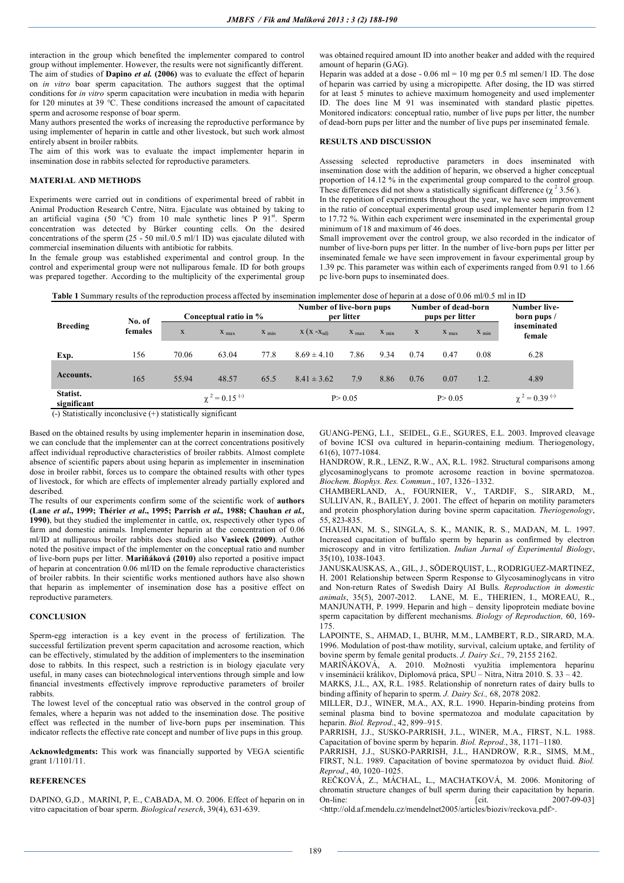interaction in the group which benefited the implementer compared to control group without implementer. However, the results were not significantly different.

The aim of studies of **Dapino *et al.* (2006)** was to evaluate the effect of heparin on *in vitro* boar sperm capacitation. The authors suggest that the optimal conditions for *in vitro* sperm capacitation were incubation in media with heparin for 120 minutes at 39 °C. These conditions increased the amount of capacitated sperm and acrosome response of boar sperm.

Many authors presented the works of increasing the reproductive performance by using implementer of heparin in cattle and other livestock, but such work almost entirely absent in broiler rabbits.

The aim of this work was to evaluate the impact implementer heparin in insemination dose in rabbits selected for reproductive parameters.

## MATERIAL AND METHODS

Experiments were carried out in conditions of experimental breed of rabbit in Animal Production Research Centre, Nitra. Ejaculate was obtained by taking to an artificial vagina (50 °C) from 10 male synthetic lines P 91[st]. Sperm concentration was detected by Bürker counting cells. On the desired concentrations of the sperm (25 - 50 mil./0.5 ml/1 ID) was ejaculate diluted with commercial insemination diluents with antibiotic for rabbits.

In the female group was established experimental and control group. In the control and experimental group were not nulliparous female. ID for both groups was prepared together. According to the multiplicity of the experimental group was obtained required amount ID into another beaker and added with the required amount of heparin (GAG).

Heparin was added at a dose - 0.06 ml = 10 mg per 0.5 ml semen/1 ID. The dose of heparin was carried by using a micropipette. After dosing, the ID was stirred for at least 5 minutes to achieve maximum homogeneity and used implementer ID. The does line M 91 was inseminated with standard plastic pipettes. Monitored indicators: conceptual ratio, number of live pups per litter, the number of dead-born pups per litter and the number of live pups per inseminated female.

## RESULTS AND DISCUSSION

Assessing selected reproductive parameters in does inseminated with insemination dose with the addition of heparin, we observed a higher conceptual proportion of 14.12 % in the experimental group compared to the control group. These differences did not show a statistically significant difference ($\chi^2$ 3.56$^-$).

In the repetition of experiments throughout the year, we have seen improvement in the ratio of conceptual experimental group used implementer heparin from 12 to 17.72 %. Within each experiment were inseminated in the experimental group minimum of 18 and maximum of 46 does.

Small improvement over the control group, we also recorded in the indicator of number of live-born pups per litter. In the number of live-born pups per litter per inseminated female we have seen improvement in favour experimental group by 1.39 pc. This parameter was within each of experiments ranged from 0.91 to 1.66 pc live-born pups to inseminated does.

**Table 1** Summary results of the reproduction process affected by insemination implementer dose of heparin at a dose of 0.06 ml/0.5 ml in ID

| Breeding | No. of females | Conceptual ratio in % | | | Number of live-born pups per litter | | | Number of dead-born pups per litter | | | Number live-born pups / inseminated female |
|---|---|---|---|---|---|---|---|---|---|---|---|
| | | $x$ | $x_{max}$ | $x_{min}$ | $x\ (x - x_{sd})$ | $x_{max}$ | $x_{min}$ | $x$ | $x_{max}$ | $x_{min}$ | |
| Exp. | 156 | 70.06 | 63.04 | 77.8 | 8.69 ± 4.10 | 7.86 | 9.34 | 0.74 | 0.47 | 0.08 | 6.28 |
| Accounts. | 165 | 55.94 | 48.57 | 65.5 | 8.41 ± 3.62 | 7.9 | 8.86 | 0.76 | 0.07 | 1.2. | 4.89 |
| Statist. significant | | $\chi^2 = 0.15^{(-)}$ | | | $P > 0.05$ | | | $P > 0.05$ | | | $\chi^2 = 0.39^{(-)}$ |

(-) Statistically inconclusive (+) statistically significant

Based on the obtained results by using implementer heparin in insemination dose, we can conclude that the implementer can at the correct concentrations positively affect individual reproductive characteristics of broiler rabbits. Almost complete absence of scientific papers about using heparin as implementer in insemination dose in broiler rabbit, forces us to compare the obtained results with other types of livestock, for which are effects of implementer already partially explored and described.

The results of our experiments confirm some of the scientific work of **authors (Lane *et al*., 1999; Thérier *et al*., 1995; Parrish *et al.*, 1988; Chauhan *et al.*, 1990)**, but they studied the implementer in cattle, ox, respectively other types of farm and domestic animals. Implementer heparin at the concentration of 0.06 ml/ID at nulliparous broiler rabbits does studied also **Vasicek (2009)**. Author noted the positive impact of the implementer on the conceptual ratio and number of live-born pups per litter. **Mariňáková (2010)** also reported a positive impact of heparin at concentration 0.06 ml/ID on the female reproductive characteristics of broiler rabbits. In their scientific works mentioned authors have also shown that heparin as implementer of insemination dose has a positive effect on reproductive parameters.

## CONCLUSION

Sperm-egg interaction is a key event in the process of fertilization. The successful fertilization prevent sperm capacitation and acrosome reaction, which can be effectively, stimulated by the addition of implementers to the insemination dose to rabbits. In this respect, such a restriction is in biology ejaculate very useful, in many cases can biotechnological interventions through simple and low financial investments effectively improve reproductive parameters of broiler rabbits.

The lowest level of the conceptual ratio was observed in the control group of females, where a heparin was not added to the insemination dose. The positive effect was reflected in the number of live-born pups per insemination. This indicator reflects the effective rate concept and number of live pups in this group.

**Acknowledgments:** This work was financially supported by VEGA scientific grant 1/1101/11.

## REFERENCES

DAPINO, G,D., MARINI, P, E., CABADA, M. O. 2006. Effect of heparin on in vitro capacitation of boar sperm. *Biological reserch*, 39(4), 631-639.

GUANG-PENG, L.I., SEIDEL, G.E., SGURES, E.L. 2003. Improved cleavage of bovine ICSI ova cultured in heparin-containing medium. Theriogenology, 61(6), 1077-1084.

HANDROW, R.R., LENZ, R.W., AX, R.L. 1982. Structural comparisons among glycosaminoglycans to promote acrosome reaction in bovine spermatozoa. *Biochem. Biophys. Res. Commun*., 107, 1326–1332.

CHAMBERLAND, A., FOURNIER, V., TARDIF, S., SIRARD, M., SULLIVAN, R., BAILEY, J. 2001. The effect of heparin on motility parameters and protein phosphorylation during bovine sperm capacitation. *Theriogenology*, 55, 823-835.

CHAUHAN, M. S., SINGLA, S. K., MANIK, R. S., MADAN, M. L. 1997. Increased capacitation of buffalo sperm by heparin as confirmed by electron microscopy and in vitro fertilization. *Indian Jurnal of Experimental Biology*, 35(10), 1038-1043.

JANUSKAUSKAS, A., GIL, J., SÖDERQUIST, L., RODRIGUEZ-MARTINEZ, H. 2001 Relationship between Sperm Response to Glycosaminoglycans in vitro and Non-return Rates of Swedish Dairy AI Bulls. *Reproduction in domestic animals*, 35(5), 2007-2012. LANE, M. E., THERIEN, I., MOREAU, R., MANJUNATH, P. 1999. Heparin and high – density lipoprotein mediate bovine sperm capacitation by different mechanisms. *Biology of Reproduction,* 60, 169-175.

LAPOINTE, S., AHMAD, I., BUHR, M.M., LAMBERT, R.D., SIRARD, M.A. 1996. Modulation of post-thaw motility, survival, calcium uptake, and fertility of bovine sperm by female genital products. *J. Dairy Sci.,* 79, 2155 2162.

MARIŇÁKOVÁ, A. 2010. Možnosti využitia implementora heparínu v inseminácií králikov, Diplomová práca, SPU – Nitra, Nitra 2010. S. 33 – 42.

MARKS, J.L., AX, R.L. 1985. Relationship of nonreturn rates of dairy bulls to binding affinity of heparin to sperm. *J. Dairy Sci.,* 68, 2078 2082.

MILLER, D.J., WINER, M.A., AX, R.L. 1990. Heparin-binding proteins from seminal plasma bind to bovine spermatozoa and modulate capacitation by heparin. *Biol. Reprod*., 42, 899–915.

PARRISH, J.J., SUSKO-PARRISH, J.L., WINER, M.A., FIRST, N.L. 1988. Capacitation of bovine sperm by heparin. *Biol. Reprod*., 38, 1171–1180.

PARRISH, J.J., SUSKO-PARRISH, J.L., HANDROW, R.R., SIMS, M.M., FIRST, N.L. 1989. Capacitation of bovine spermatozoa by oviduct fluid. *Biol. Reprod*., 40, 1020–1025.

REČKOVÁ, Z., MÁCHAL, L., MACHATKOVÁ, M. 2006. Monitoring of chromatin structure changes of bull sperm during their capacitation by heparin. On-line: [cit. 2007-09-03] <http://old.af.mendelu.cz/mendelnet2005/articles/bioziv/reckova.pdf>.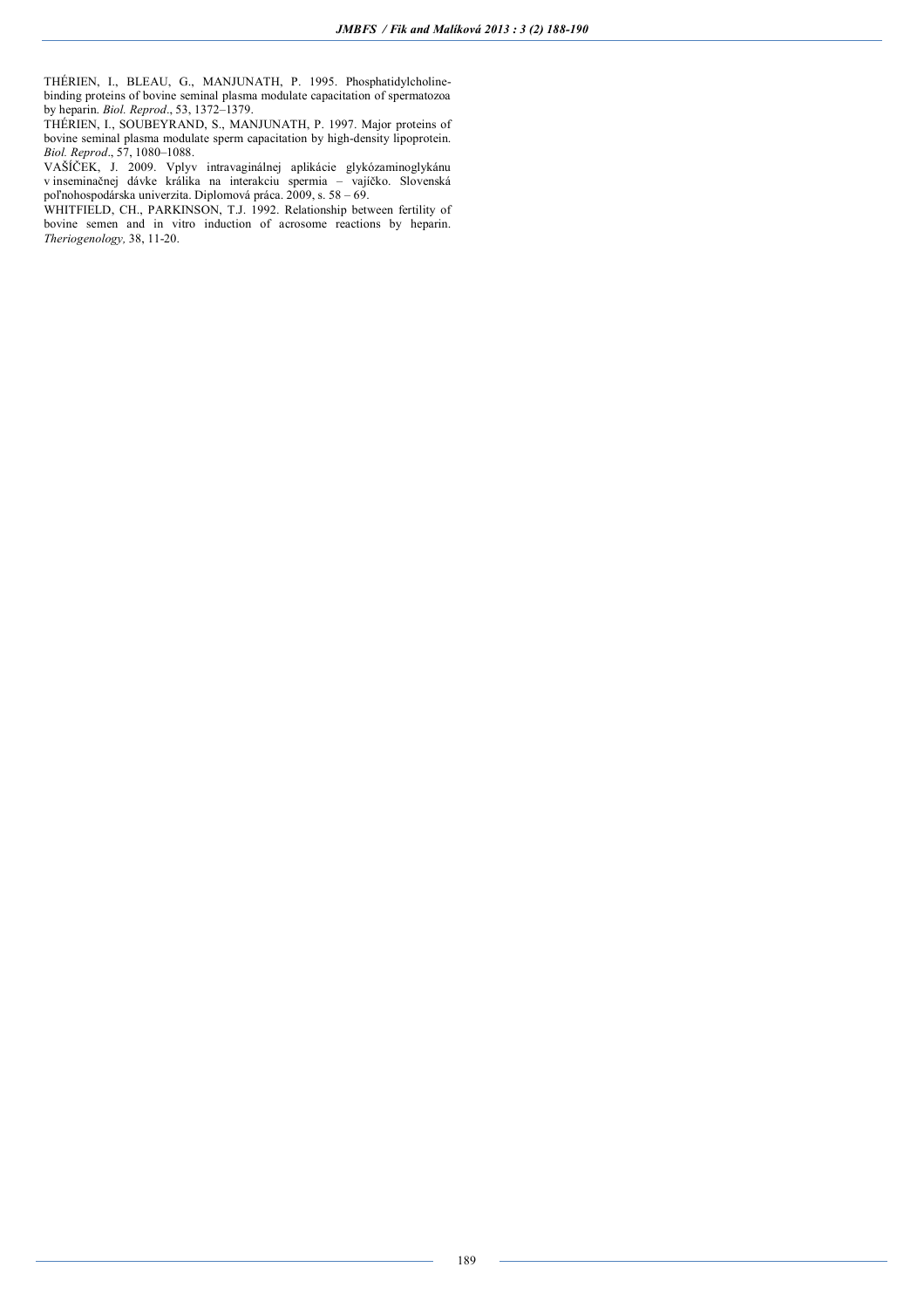THÉRIEN, I., BLEAU, G., MANJUNATH, P. 1995. Phosphatidylcholine-binding proteins of bovine seminal plasma modulate capacitation of spermatozoa by heparin. *Biol. Reprod*., 53, 1372–1379.

THÉRIEN, I., SOUBEYRAND, S., MANJUNATH, P. 1997. Major proteins of bovine seminal plasma modulate sperm capacitation by high-density lipoprotein. *Biol. Reprod*., 57, 1080–1088.

VAŠÍČEK, J. 2009. Vplyv intravaginálnej aplikácie glykózaminoglykánu v inseminačnej dávke králika na interakciu spermia – vajíčko. Slovenská poľnohospodárska univerzita. Diplomová práca. 2009, s. 58 – 69.

WHITFIELD, CH., PARKINSON, T.J. 1992. Relationship between fertility of bovine semen and in vitro induction of acrosome reactions by heparin. *Theriogenology,* 38, 11-20.